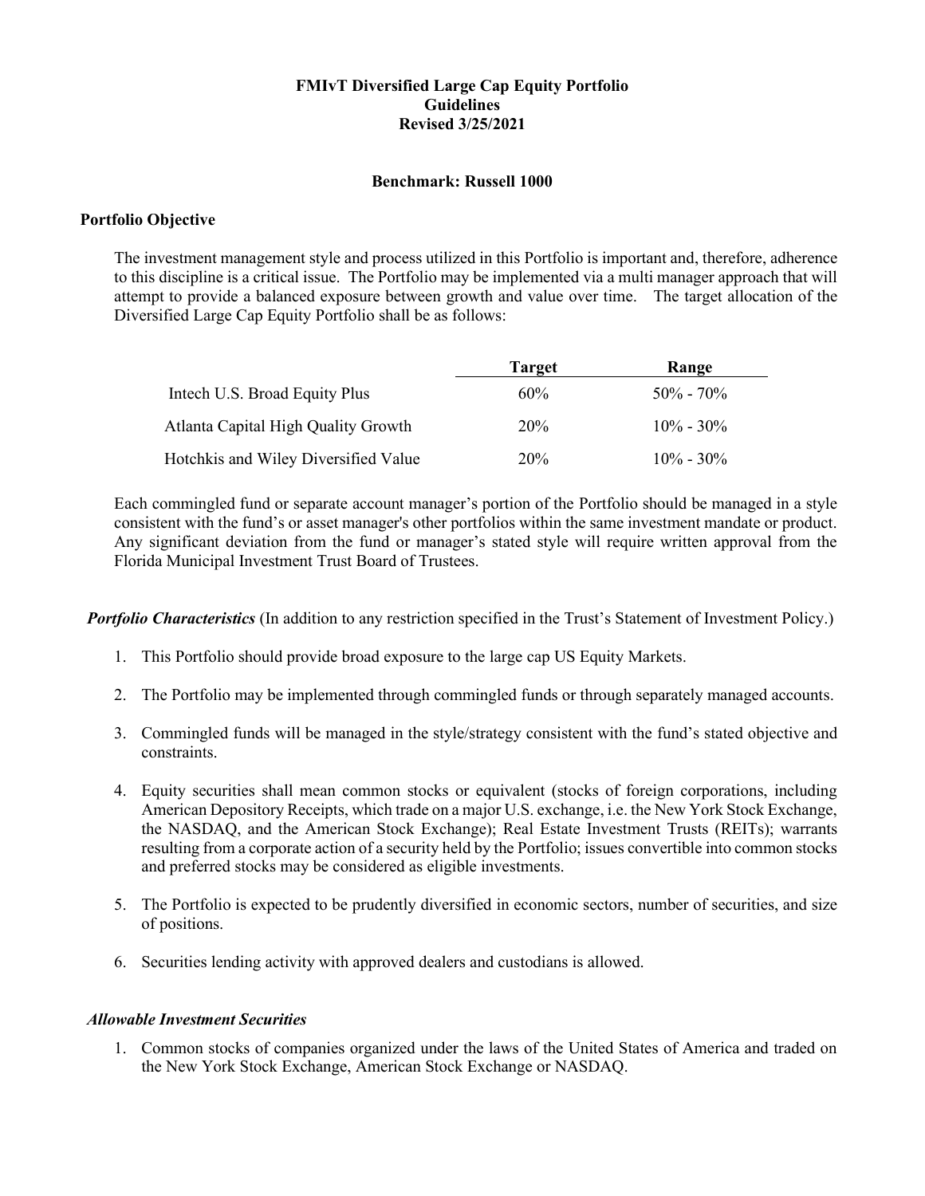# FMIvT Diversified Large Cap Equity Portfolio
# Guidelines
# Revised 3/25/2021

**Benchmark: Russell 1000**

## Portfolio Objective

The investment management style and process utilized in this Portfolio is important and, therefore, adherence to this discipline is a critical issue. The Portfolio may be implemented via a multi manager approach that will attempt to provide a balanced exposure between growth and value over time. The target allocation of the Diversified Large Cap Equity Portfolio shall be as follows:

| | Target | Range |
|---|---|---|
| Intech U.S. Broad Equity Plus | 60% | 50% - 70% |
| Atlanta Capital High Quality Growth | 20% | 10% - 30% |
| Hotchkis and Wiley Diversified Value | 20% | 10% - 30% |

Each commingled fund or separate account manager's portion of the Portfolio should be managed in a style consistent with the fund's or asset manager's other portfolios within the same investment mandate or product. Any significant deviation from the fund or manager's stated style will require written approval from the Florida Municipal Investment Trust Board of Trustees.

***Portfolio Characteristics*** (In addition to any restriction specified in the Trust's Statement of Investment Policy.)

1. This Portfolio should provide broad exposure to the large cap US Equity Markets.
2. The Portfolio may be implemented through commingled funds or through separately managed accounts.
3. Commingled funds will be managed in the style/strategy consistent with the fund's stated objective and constraints.
4. Equity securities shall mean common stocks or equivalent (stocks of foreign corporations, including American Depository Receipts, which trade on a major U.S. exchange, i.e. the New York Stock Exchange, the NASDAQ, and the American Stock Exchange); Real Estate Investment Trusts (REITs); warrants resulting from a corporate action of a security held by the Portfolio; issues convertible into common stocks and preferred stocks may be considered as eligible investments.
5. The Portfolio is expected to be prudently diversified in economic sectors, number of securities, and size of positions.
6. Securities lending activity with approved dealers and custodians is allowed.

### *Allowable Investment Securities*

1. Common stocks of companies organized under the laws of the United States of America and traded on the New York Stock Exchange, American Stock Exchange or NASDAQ.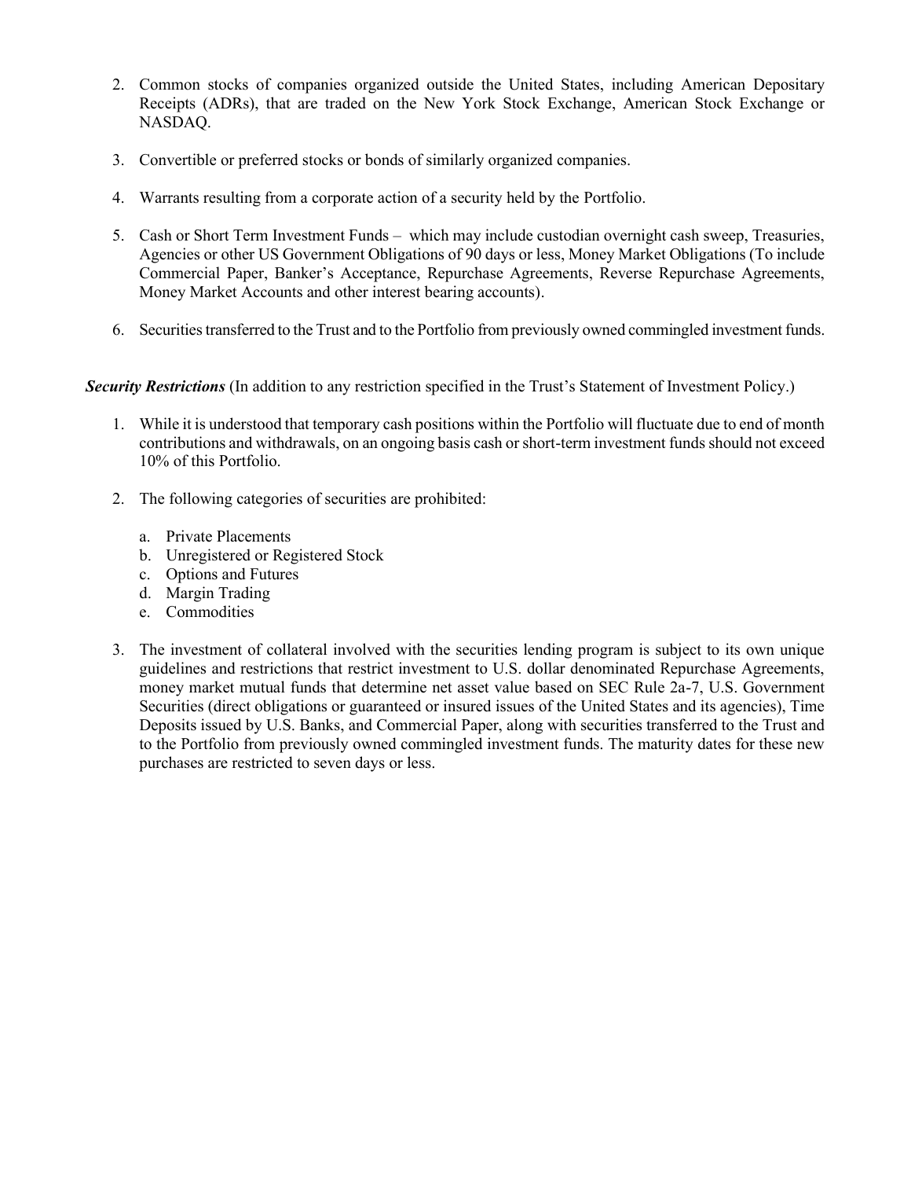2. Common stocks of companies organized outside the United States, including American Depositary Receipts (ADRs), that are traded on the New York Stock Exchange, American Stock Exchange or NASDAQ.

3. Convertible or preferred stocks or bonds of similarly organized companies.

4. Warrants resulting from a corporate action of a security held by the Portfolio.

5. Cash or Short Term Investment Funds – which may include custodian overnight cash sweep, Treasuries, Agencies or other US Government Obligations of 90 days or less, Money Market Obligations (To include Commercial Paper, Banker's Acceptance, Repurchase Agreements, Reverse Repurchase Agreements, Money Market Accounts and other interest bearing accounts).

6. Securities transferred to the Trust and to the Portfolio from previously owned commingled investment funds.

***Security Restrictions*** (In addition to any restriction specified in the Trust's Statement of Investment Policy.)

1. While it is understood that temporary cash positions within the Portfolio will fluctuate due to end of month contributions and withdrawals, on an ongoing basis cash or short-term investment funds should not exceed 10% of this Portfolio.

2. The following categories of securities are prohibited:

   a. Private Placements
   b. Unregistered or Registered Stock
   c. Options and Futures
   d. Margin Trading
   e. Commodities

3. The investment of collateral involved with the securities lending program is subject to its own unique guidelines and restrictions that restrict investment to U.S. dollar denominated Repurchase Agreements, money market mutual funds that determine net asset value based on SEC Rule 2a-7, U.S. Government Securities (direct obligations or guaranteed or insured issues of the United States and its agencies), Time Deposits issued by U.S. Banks, and Commercial Paper, along with securities transferred to the Trust and to the Portfolio from previously owned commingled investment funds. The maturity dates for these new purchases are restricted to seven days or less.